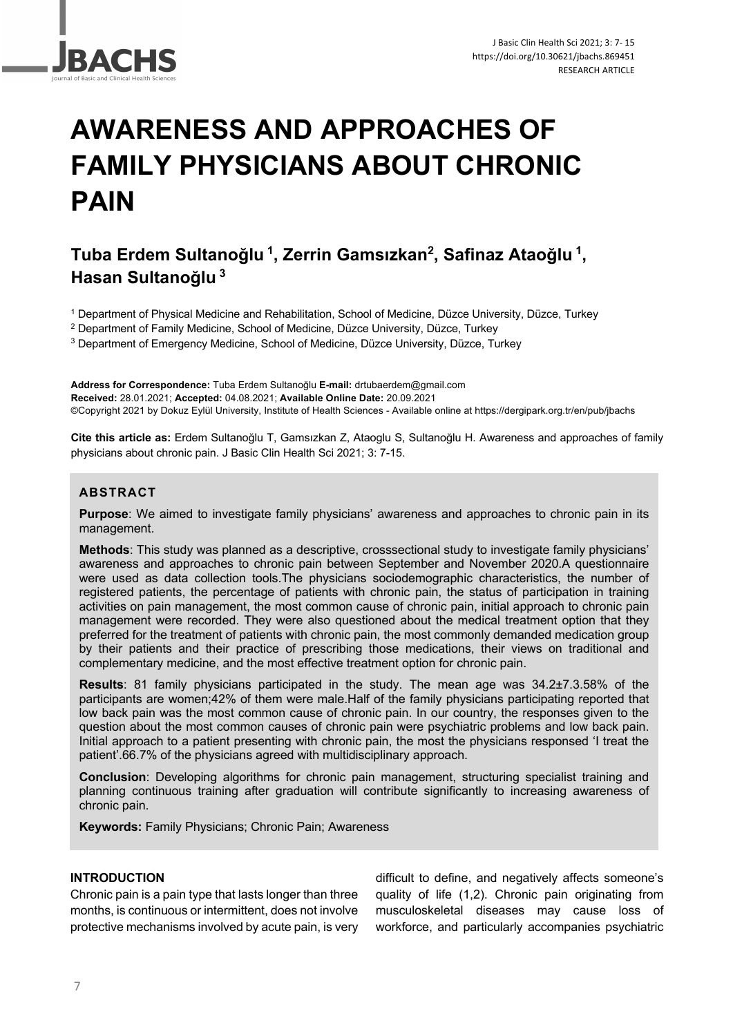# AWARENESS AND APPROACHES OF FAMILY PHYSICIANS ABOUT CHRONIC PAIN

## Tuba Erdem Sultanoğlu [1], Zerrin Gamsızkan[2], Safinaz Ataoğlu [1], Hasan Sultanoğlu [3]

[1] Department of Physical Medicine and Rehabilitation, School of Medicine, Düzce University, Düzce, Turkey

[2] Department of Family Medicine, School of Medicine, Düzce University, Düzce, Turkey

[3] Department of Emergency Medicine, School of Medicine, Düzce University, Düzce, Turkey

**Address for Correspondence:** Tuba Erdem Sultanoğlu **E-mail:** drtubaerdem@gmail.com
**Received:** 28.01.2021; **Accepted:** 04.08.2021; **Available Online Date:** 20.09.2021
©Copyright 2021 by Dokuz Eylül University, Institute of Health Sciences - Available online at https://dergipark.org.tr/en/pub/jbachs

**Cite this article as:** Erdem Sultanoğlu T, Gamsızkan Z, Ataoglu S, Sultanoğlu H. Awareness and approaches of family physicians about chronic pain. J Basic Clin Health Sci 2021; 3: 7-15.

### ABSTRACT

**Purpose**: We aimed to investigate family physicians' awareness and approaches to chronic pain in its management.

**Methods**: This study was planned as a descriptive, crosssectional study to investigate family physicians' awareness and approaches to chronic pain between September and November 2020.A questionnaire were used as data collection tools.The physicians sociodemographic characteristics, the number of registered patients, the percentage of patients with chronic pain, the status of participation in training activities on pain management, the most common cause of chronic pain, initial approach to chronic pain management were recorded. They were also questioned about the medical treatment option that they preferred for the treatment of patients with chronic pain, the most commonly demanded medication group by their patients and their practice of prescribing those medications, their views on traditional and complementary medicine, and the most effective treatment option for chronic pain.

**Results**: 81 family physicians participated in the study. The mean age was 34.2±7.3.58% of the participants are women;42% of them were male.Half of the family physicians participating reported that low back pain was the most common cause of chronic pain. In our country, the responses given to the question about the most common causes of chronic pain were psychiatric problems and low back pain. Initial approach to a patient presenting with chronic pain, the most the physicians responsed 'I treat the patient'.66.7% of the physicians agreed with multidisciplinary approach.

**Conclusion**: Developing algorithms for chronic pain management, structuring specialist training and planning continuous training after graduation will contribute significantly to increasing awareness of chronic pain.

**Keywords:** Family Physicians; Chronic Pain; Awareness

#### INTRODUCTION

Chronic pain is a pain type that lasts longer than three months, is continuous or intermittent, does not involve protective mechanisms involved by acute pain, is very difficult to define, and negatively affects someone's quality of life (1,2). Chronic pain originating from musculoskeletal diseases may cause loss of workforce, and particularly accompanies psychiatric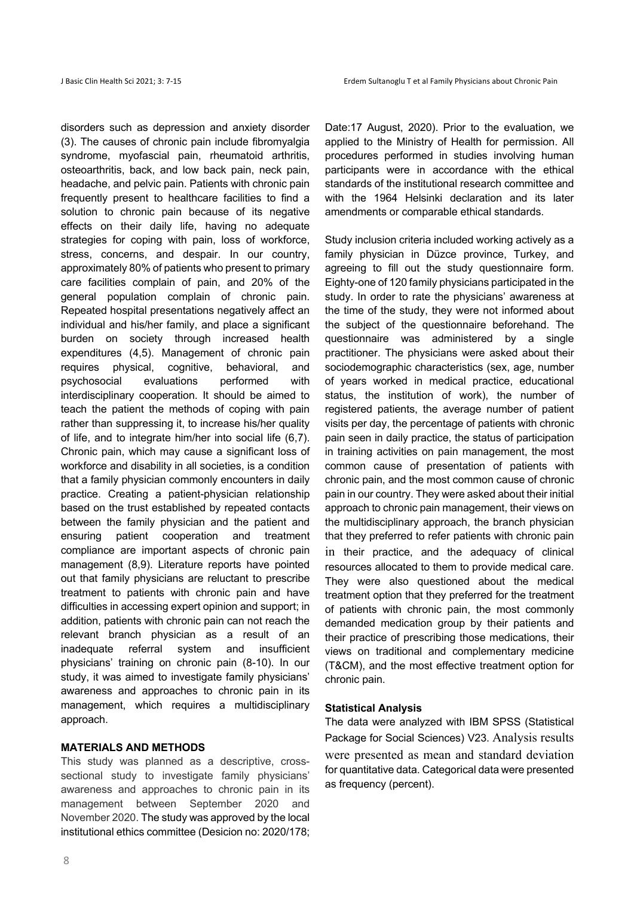disorders such as depression and anxiety disorder (3). The causes of chronic pain include fibromyalgia syndrome, myofascial pain, rheumatoid arthritis, osteoarthritis, back, and low back pain, neck pain, headache, and pelvic pain. Patients with chronic pain frequently present to healthcare facilities to find a solution to chronic pain because of its negative effects on their daily life, having no adequate strategies for coping with pain, loss of workforce, stress, concerns, and despair. In our country, approximately 80% of patients who present to primary care facilities complain of pain, and 20% of the general population complain of chronic pain. Repeated hospital presentations negatively affect an individual and his/her family, and place a significant burden on society through increased health expenditures (4,5). Management of chronic pain requires physical, cognitive, behavioral, and psychosocial evaluations performed with interdisciplinary cooperation. It should be aimed to teach the patient the methods of coping with pain rather than suppressing it, to increase his/her quality of life, and to integrate him/her into social life (6,7). Chronic pain, which may cause a significant loss of workforce and disability in all societies, is a condition that a family physician commonly encounters in daily practice. Creating a patient-physician relationship based on the trust established by repeated contacts between the family physician and the patient and ensuring patient cooperation and treatment compliance are important aspects of chronic pain management (8,9). Literature reports have pointed out that family physicians are reluctant to prescribe treatment to patients with chronic pain and have difficulties in accessing expert opinion and support; in addition, patients with chronic pain can not reach the relevant branch physician as a result of an inadequate referral system and insufficient physicians' training on chronic pain (8-10). In our study, it was aimed to investigate family physicians' awareness and approaches to chronic pain in its management, which requires a multidisciplinary approach.

## MATERIALS AND METHODS

This study was planned as a descriptive, cross-sectional study to investigate family physicians' awareness and approaches to chronic pain in its management between September 2020 and November 2020. The study was approved by the local institutional ethics committee (Desicion no: 2020/178; Date:17 August, 2020). Prior to the evaluation, we applied to the Ministry of Health for permission. All procedures performed in studies involving human participants were in accordance with the ethical standards of the institutional research committee and with the 1964 Helsinki declaration and its later amendments or comparable ethical standards.

Study inclusion criteria included working actively as a family physician in Düzce province, Turkey, and agreeing to fill out the study questionnaire form. Eighty-one of 120 family physicians participated in the study. In order to rate the physicians' awareness at the time of the study, they were not informed about the subject of the questionnaire beforehand. The questionnaire was administered by a single practitioner. The physicians were asked about their sociodemographic characteristics (sex, age, number of years worked in medical practice, educational status, the institution of work), the number of registered patients, the average number of patient visits per day, the percentage of patients with chronic pain seen in daily practice, the status of participation in training activities on pain management, the most common cause of presentation of patients with chronic pain, and the most common cause of chronic pain in our country. They were asked about their initial approach to chronic pain management, their views on the multidisciplinary approach, the branch physician that they preferred to refer patients with chronic pain in their practice, and the adequacy of clinical resources allocated to them to provide medical care. They were also questioned about the medical treatment option that they preferred for the treatment of patients with chronic pain, the most commonly demanded medication group by their patients and their practice of prescribing those medications, their views on traditional and complementary medicine (T&CM), and the most effective treatment option for chronic pain.

### Statistical Analysis

The data were analyzed with IBM SPSS (Statistical Package for Social Sciences) V23. Analysis results were presented as mean and standard deviation for quantitative data. Categorical data were presented as frequency (percent).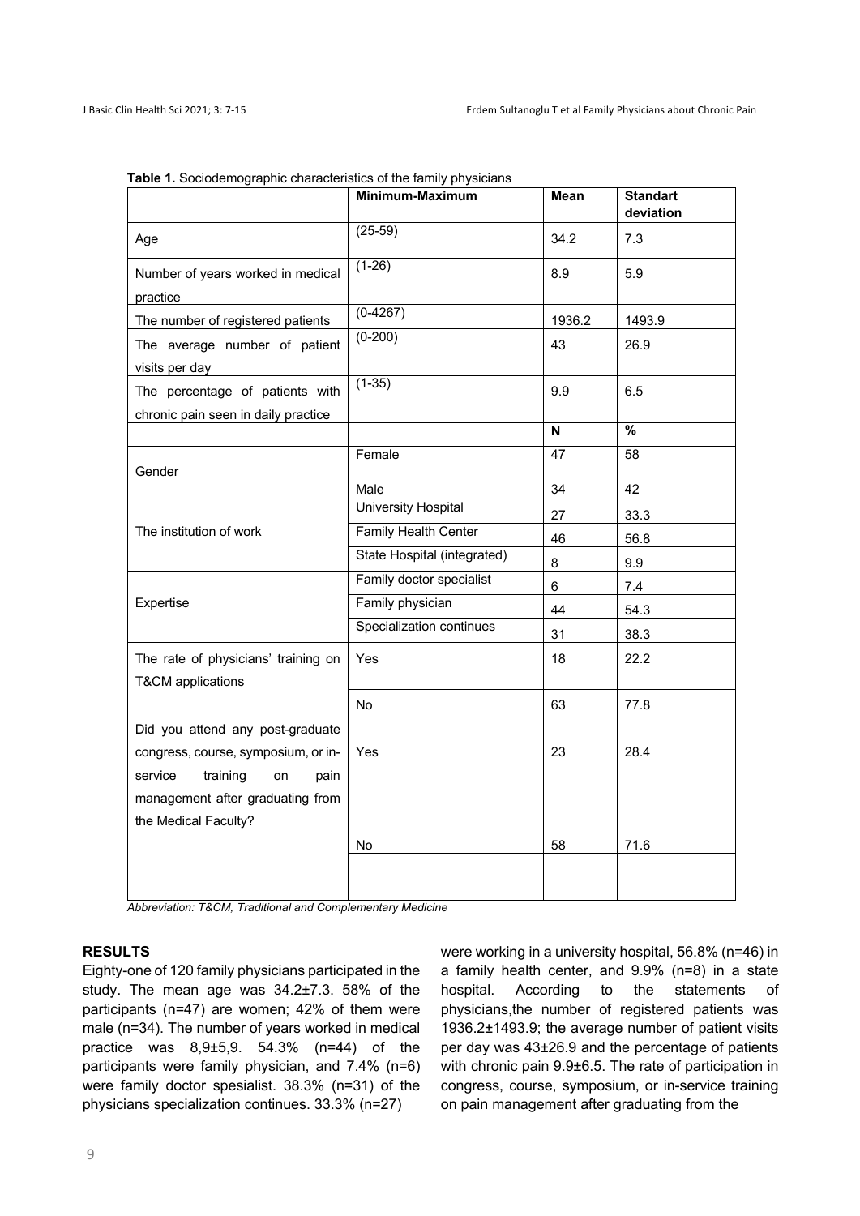**Table 1.** Sociodemographic characteristics of the family physicians

| | Minimum-Maximum | Mean | Standart deviation |
|---|---|---|---|
| Age | (25-59) | 34.2 | 7.3 |
| Number of years worked in medical practice | (1-26) | 8.9 | 5.9 |
| The number of registered patients | (0-4267) | 1936.2 | 1493.9 |
| The average number of patient visits per day | (0-200) | 43 | 26.9 |
| The percentage of patients with chronic pain seen in daily practice | (1-35) | 9.9 | 6.5 |
| | | **N** | **%** |
| Gender | Female | 47 | 58 |
| | Male | 34 | 42 |
| The institution of work | University Hospital | 27 | 33.3 |
| | Family Health Center | 46 | 56.8 |
| | State Hospital (integrated) | 8 | 9.9 |
| Expertise | Family doctor specialist | 6 | 7.4 |
| | Family physician | 44 | 54.3 |
| | Specialization continues | 31 | 38.3 |
| The rate of physicians' training on T&CM applications | Yes | 18 | 22.2 |
| | No | 63 | 77.8 |
| Did you attend any post-graduate congress, course, symposium, or in-service training on pain management after graduating from the Medical Faculty? | Yes | 23 | 28.4 |
| | No | 58 | 71.6 |

*Abbreviation: T&CM, Traditional and Complementary Medicine*

## RESULTS

Eighty-one of 120 family physicians participated in the study. The mean age was 34.2±7.3. 58% of the participants (n=47) are women; 42% of them were male (n=34). The number of years worked in medical practice was 8,9±5,9. 54.3% (n=44) of the participants were family physician, and 7.4% (n=6) were family doctor spesialist. 38.3% (n=31) of the physicians specialization continues. 33.3% (n=27) were working in a university hospital, 56.8% (n=46) in a family health center, and 9.9% (n=8) in a state hospital. According to the statements of physicians,the number of registered patients was 1936.2±1493.9; the average number of patient visits per day was 43±26.9 and the percentage of patients with chronic pain 9.9±6.5. The rate of participation in congress, course, symposium, or in-service training on pain management after graduating from the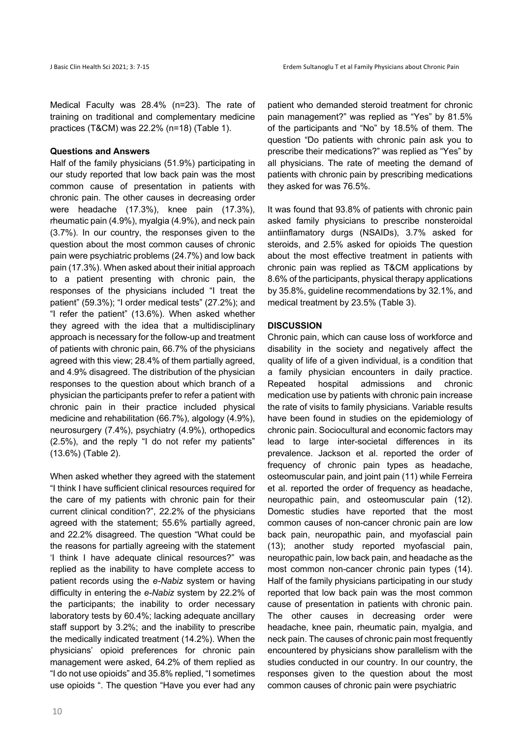Medical Faculty was 28.4% (n=23). The rate of training on traditional and complementary medicine practices (T&CM) was 22.2% (n=18) (Table 1).

**Questions and Answers**

Half of the family physicians (51.9%) participating in our study reported that low back pain was the most common cause of presentation in patients with chronic pain. The other causes in decreasing order were headache (17.3%), knee pain (17.3%), rheumatic pain (4.9%), myalgia (4.9%), and neck pain (3.7%). In our country, the responses given to the question about the most common causes of chronic pain were psychiatric problems (24.7%) and low back pain (17.3%). When asked about their initial approach to a patient presenting with chronic pain, the responses of the physicians included "I treat the patient" (59.3%); "I order medical tests" (27.2%); and "I refer the patient" (13.6%). When asked whether they agreed with the idea that a multidisciplinary approach is necessary for the follow-up and treatment of patients with chronic pain, 66.7% of the physicians agreed with this view; 28.4% of them partially agreed, and 4.9% disagreed. The distribution of the physician responses to the question about which branch of a physician the participants prefer to refer a patient with chronic pain in their practice included physical medicine and rehabilitation (66.7%), algology (4.9%), neurosurgery (7.4%), psychiatry (4.9%), orthopedics (2.5%), and the reply "I do not refer my patients" (13.6%) (Table 2).

When asked whether they agreed with the statement "I think I have sufficient clinical resources required for the care of my patients with chronic pain for their current clinical condition?", 22.2% of the physicians agreed with the statement; 55.6% partially agreed, and 22.2% disagreed. The question "What could be the reasons for partially agreeing with the statement 'I think I have adequate clinical resources?" was replied as the inability to have complete access to patient records using the *e-Nabiz* system or having difficulty in entering the *e-Nabiz* system by 22.2% of the participants; the inability to order necessary laboratory tests by 60.4%; lacking adequate ancillary staff support by 3.2%; and the inability to prescribe the medically indicated treatment (14.2%). When the physicians' opioid preferences for chronic pain management were asked, 64.2% of them replied as "I do not use opioids" and 35.8% replied, "I sometimes use opioids ". The question "Have you ever had any patient who demanded steroid treatment for chronic pain management?" was replied as "Yes" by 81.5% of the participants and "No" by 18.5% of them. The question "Do patients with chronic pain ask you to prescribe their medications?" was replied as "Yes" by all physicians. The rate of meeting the demand of patients with chronic pain by prescribing medications they asked for was 76.5%.

It was found that 93.8% of patients with chronic pain asked family physicians to prescribe nonsteroidal antiinflamatory durgs (NSAIDs), 3.7% asked for steroids, and 2.5% asked for opioids The question about the most effective treatment in patients with chronic pain was replied as T&CM applications by 8.6% of the participants, physical therapy applications by 35.8%, guideline recommendations by 32.1%, and medical treatment by 23.5% (Table 3).

## DISCUSSION

Chronic pain, which can cause loss of workforce and disability in the society and negatively affect the quality of life of a given individual, is a condition that a family physician encounters in daily practice. Repeated hospital admissions and chronic medication use by patients with chronic pain increase the rate of visits to family physicians. Variable results have been found in studies on the epidemiology of chronic pain. Sociocultural and economic factors may lead to large inter-societal differences in its prevalence. Jackson et al. reported the order of frequency of chronic pain types as headache, osteomuscular pain, and joint pain (11) while Ferreira et al. reported the order of frequency as headache, neuropathic pain, and osteomuscular pain (12). Domestic studies have reported that the most common causes of non-cancer chronic pain are low back pain, neuropathic pain, and myofascial pain (13); another study reported myofascial pain, neuropathic pain, low back pain, and headache as the most common non-cancer chronic pain types (14). Half of the family physicians participating in our study reported that low back pain was the most common cause of presentation in patients with chronic pain. The other causes in decreasing order were headache, knee pain, rheumatic pain, myalgia, and neck pain. The causes of chronic pain most frequently encountered by physicians show parallelism with the studies conducted in our country. In our country, the responses given to the question about the most common causes of chronic pain were psychiatric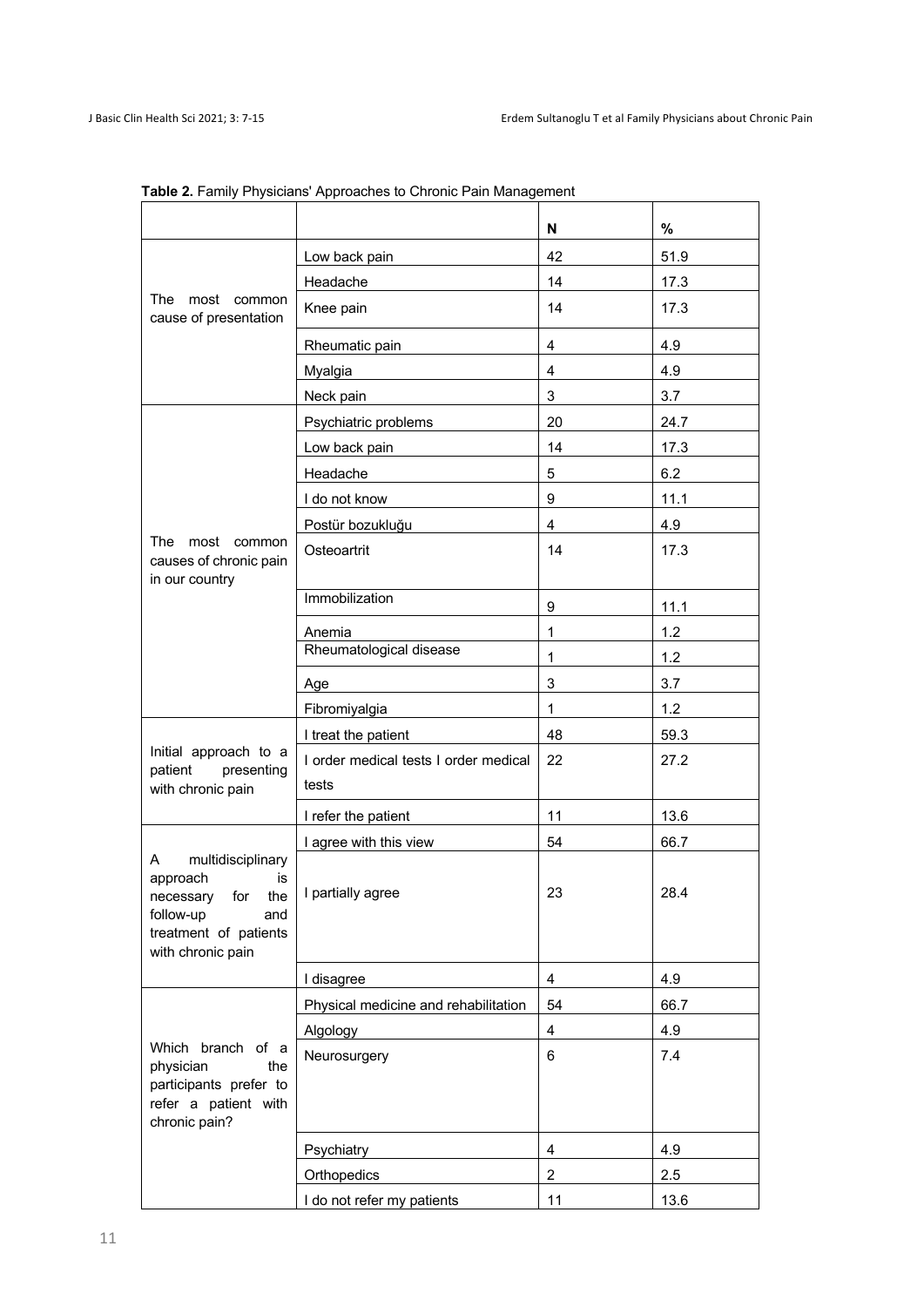**Table 2.** Family Physicians' Approaches to Chronic Pain Management

| | | N | % |
|---|---|---|---|
| The most common cause of presentation | Low back pain | 42 | 51.9 |
| | Headache | 14 | 17.3 |
| | Knee pain | 14 | 17.3 |
| | Rheumatic pain | 4 | 4.9 |
| | Myalgia | 4 | 4.9 |
| | Neck pain | 3 | 3.7 |
| The most common causes of chronic pain in our country | Psychiatric problems | 20 | 24.7 |
| | Low back pain | 14 | 17.3 |
| | Headache | 5 | 6.2 |
| | I do not know | 9 | 11.1 |
| | Postür bozukluğu | 4 | 4.9 |
| | Osteoartrit | 14 | 17.3 |
| | Immobilization | 9 | 11.1 |
| | Anemia | 1 | 1.2 |
| | Rheumatological disease | 1 | 1.2 |
| | Age | 3 | 3.7 |
| | Fibromiyalgia | 1 | 1.2 |
| Initial approach to a patient presenting with chronic pain | I treat the patient | 48 | 59.3 |
| | I order medical tests I order medical tests | 22 | 27.2 |
| | I refer the patient | 11 | 13.6 |
| A multidisciplinary approach is necessary for the follow-up and treatment of patients with chronic pain | I agree with this view | 54 | 66.7 |
| | I partially agree | 23 | 28.4 |
| | I disagree | 4 | 4.9 |
| Which branch of a physician the participants prefer to refer a patient with chronic pain? | Physical medicine and rehabilitation | 54 | 66.7 |
| | Algology | 4 | 4.9 |
| | Neurosurgery | 6 | 7.4 |
| | Psychiatry | 4 | 4.9 |
| | Orthopedics | 2 | 2.5 |
| | I do not refer my patients | 11 | 13.6 |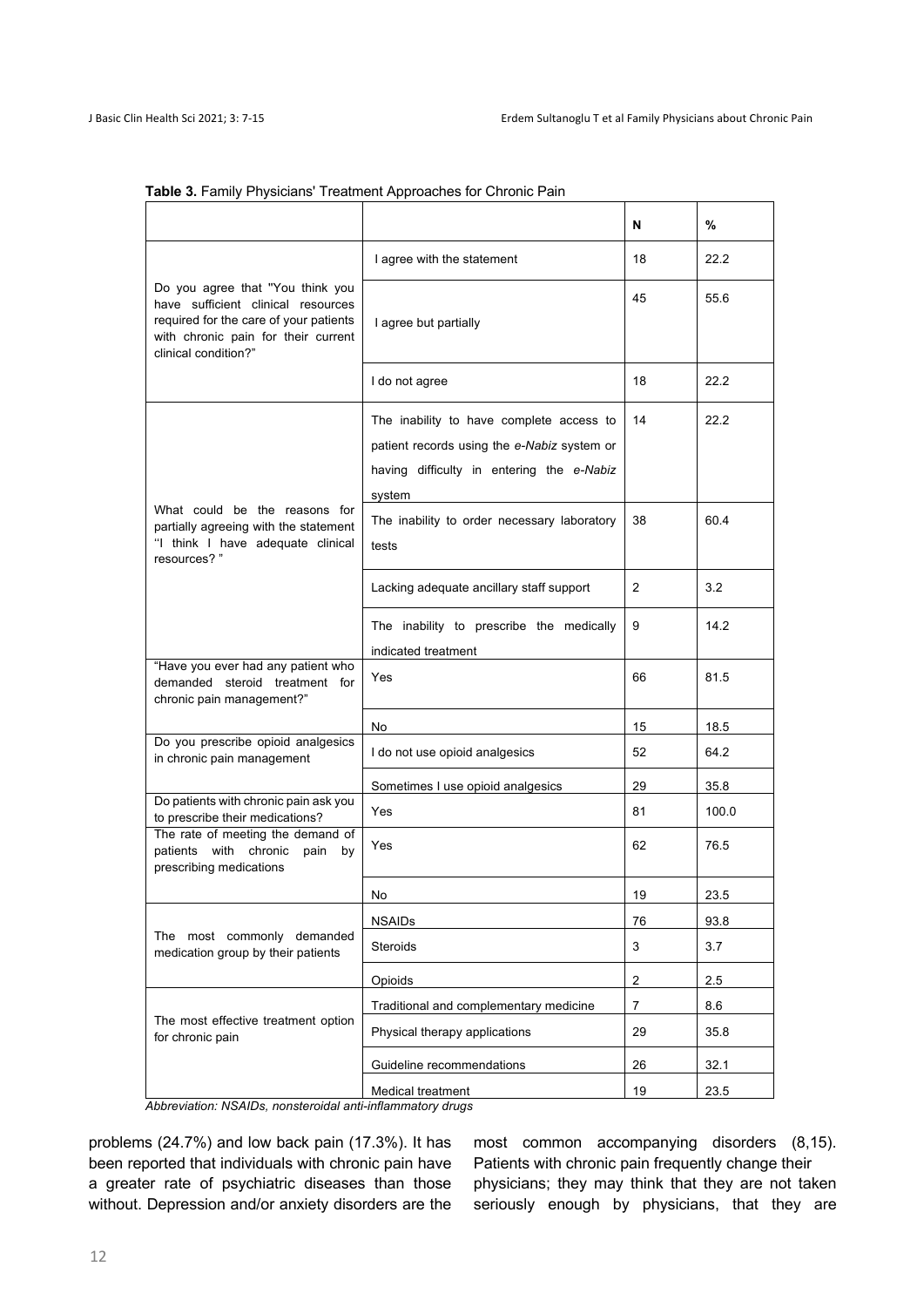**Table 3.** Family Physicians' Treatment Approaches for Chronic Pain

| | | N | % |
|---|---|---|---|
| Do you agree that "You think you have sufficient clinical resources required for the care of your patients with chronic pain for their current clinical condition?" | I agree with the statement | 18 | 22.2 |
| | I agree but partially | 45 | 55.6 |
| | I do not agree | 18 | 22.2 |
| What could be the reasons for partially agreeing with the statement "I think I have adequate clinical resources? " | The inability to have complete access to patient records using the *e-Nabiz* system or having difficulty in entering the *e-Nabiz* system | 14 | 22.2 |
| | The inability to order necessary laboratory tests | 38 | 60.4 |
| | Lacking adequate ancillary staff support | 2 | 3.2 |
| | The inability to prescribe the medically indicated treatment | 9 | 14.2 |
| "Have you ever had any patient who demanded steroid treatment for chronic pain management?" | Yes | 66 | 81.5 |
| | No | 15 | 18.5 |
| Do you prescribe opioid analgesics in chronic pain management | I do not use opioid analgesics | 52 | 64.2 |
| | Sometimes I use opioid analgesics | 29 | 35.8 |
| Do patients with chronic pain ask you to prescribe their medications? | Yes | 81 | 100.0 |
| The rate of meeting the demand of patients with chronic pain by prescribing medications | Yes | 62 | 76.5 |
| | No | 19 | 23.5 |
| The most commonly demanded medication group by their patients | NSAIDs | 76 | 93.8 |
| | Steroids | 3 | 3.7 |
| | Opioids | 2 | 2.5 |
| The most effective treatment option for chronic pain | Traditional and complementary medicine | 7 | 8.6 |
| | Physical therapy applications | 29 | 35.8 |
| | Guideline recommendations | 26 | 32.1 |
| | Medical treatment | 19 | 23.5 |

*Abbreviation: NSAIDs, nonsteroidal anti-inflammatory drugs*

problems (24.7%) and low back pain (17.3%). It has been reported that individuals with chronic pain have a greater rate of psychiatric diseases than those without. Depression and/or anxiety disorders are the most common accompanying disorders (8,15). Patients with chronic pain frequently change their physicians; they may think that they are not taken seriously enough by physicians, that they are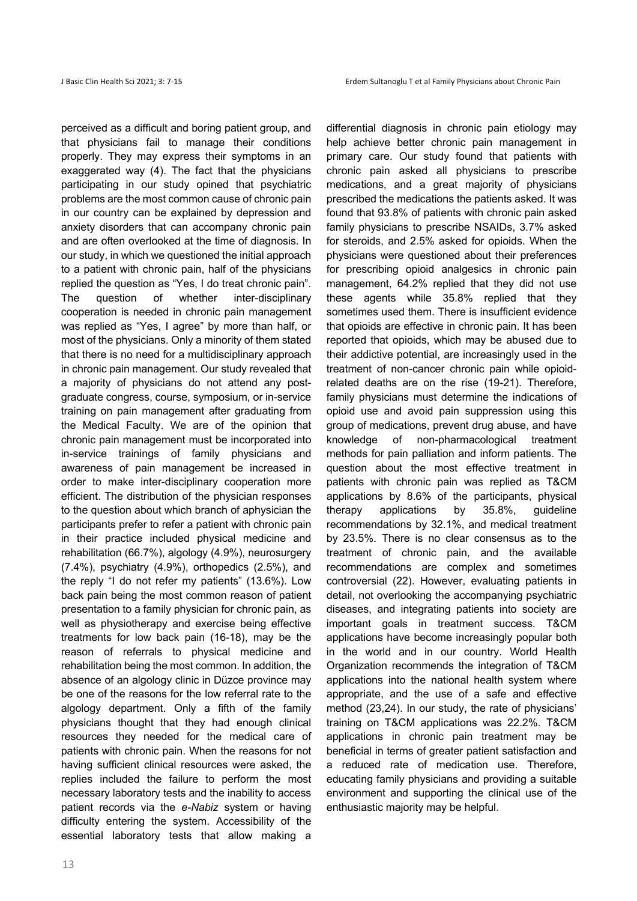perceived as a difficult and boring patient group, and that physicians fail to manage their conditions properly. They may express their symptoms in an exaggerated way (4). The fact that the physicians participating in our study opined that psychiatric problems are the most common cause of chronic pain in our country can be explained by depression and anxiety disorders that can accompany chronic pain and are often overlooked at the time of diagnosis. In our study, in which we questioned the initial approach to a patient with chronic pain, half of the physicians replied the question as "Yes, I do treat chronic pain". The question of whether inter-disciplinary cooperation is needed in chronic pain management was replied as "Yes, I agree" by more than half, or most of the physicians. Only a minority of them stated that there is no need for a multidisciplinary approach in chronic pain management. Our study revealed that a majority of physicians do not attend any post-graduate congress, course, symposium, or in-service training on pain management after graduating from the Medical Faculty. We are of the opinion that chronic pain management must be incorporated into in-service trainings of family physicians and awareness of pain management be increased in order to make inter-disciplinary cooperation more efficient. The distribution of the physician responses to the question about which branch of aphysician the participants prefer to refer a patient with chronic pain in their practice included physical medicine and rehabilitation (66.7%), algology (4.9%), neurosurgery (7.4%), psychiatry (4.9%), orthopedics (2.5%), and the reply "I do not refer my patients" (13.6%). Low back pain being the most common reason of patient presentation to a family physician for chronic pain, as well as physiotherapy and exercise being effective treatments for low back pain (16-18), may be the reason of referrals to physical medicine and rehabilitation being the most common. In addition, the absence of an algology clinic in Düzce province may be one of the reasons for the low referral rate to the algology department. Only a fifth of the family physicians thought that they had enough clinical resources they needed for the medical care of patients with chronic pain. When the reasons for not having sufficient clinical resources were asked, the replies included the failure to perform the most necessary laboratory tests and the inability to access patient records via the *e-Nabiz* system or having difficulty entering the system. Accessibility of the essential laboratory tests that allow making a differential diagnosis in chronic pain etiology may help achieve better chronic pain management in primary care. Our study found that patients with chronic pain asked all physicians to prescribe medications, and a great majority of physicians prescribed the medications the patients asked. It was found that 93.8% of patients with chronic pain asked family physicians to prescribe NSAIDs, 3.7% asked for steroids, and 2.5% asked for opioids. When the physicians were questioned about their preferences for prescribing opioid analgesics in chronic pain management, 64.2% replied that they did not use these agents while 35.8% replied that they sometimes used them. There is insufficient evidence that opioids are effective in chronic pain. It has been reported that opioids, which may be abused due to their addictive potential, are increasingly used in the treatment of non-cancer chronic pain while opioid-related deaths are on the rise (19-21). Therefore, family physicians must determine the indications of opioid use and avoid pain suppression using this group of medications, prevent drug abuse, and have knowledge of non-pharmacological treatment methods for pain palliation and inform patients. The question about the most effective treatment in patients with chronic pain was replied as T&CM applications by 8.6% of the participants, physical therapy applications by 35.8%, guideline recommendations by 32.1%, and medical treatment by 23.5%. There is no clear consensus as to the treatment of chronic pain, and the available recommendations are complex and sometimes controversial (22). However, evaluating patients in detail, not overlooking the accompanying psychiatric diseases, and integrating patients into society are important goals in treatment success. T&CM applications have become increasingly popular both in the world and in our country. World Health Organization recommends the integration of T&CM applications into the national health system where appropriate, and the use of a safe and effective method (23,24). In our study, the rate of physicians' training on T&CM applications was 22.2%. T&CM applications in chronic pain treatment may be beneficial in terms of greater patient satisfaction and a reduced rate of medication use. Therefore, educating family physicians and providing a suitable environment and supporting the clinical use of the enthusiastic majority may be helpful.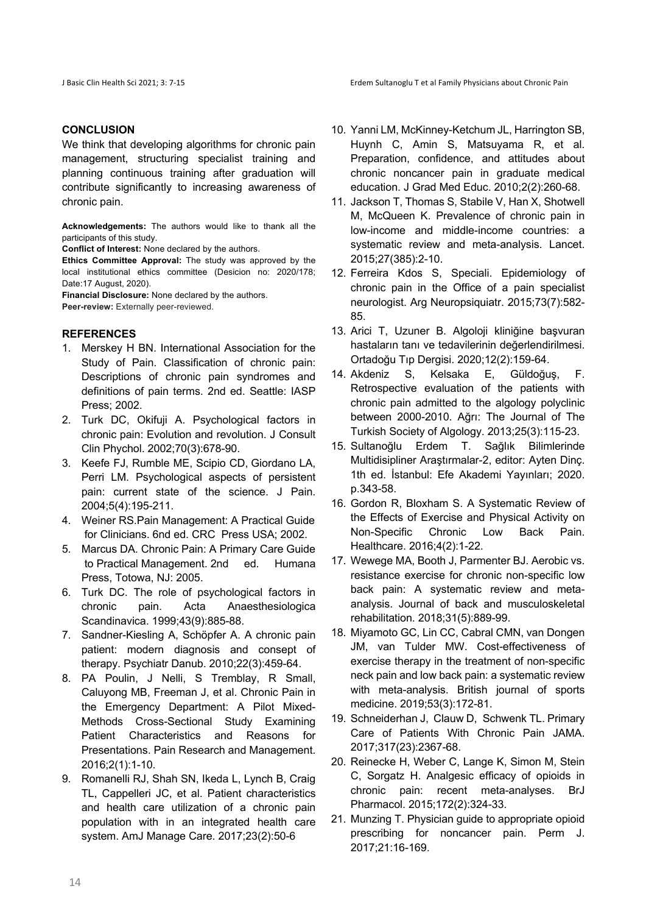## CONCLUSION

We think that developing algorithms for chronic pain management, structuring specialist training and planning continuous training after graduation will contribute significantly to increasing awareness of chronic pain.

**Acknowledgements:** The authors would like to thank all the participants of this study.

**Conflict of Interest:** None declared by the authors.

**Ethics Committee Approval:** The study was approved by the local institutional ethics committee (Desicion no: 2020/178; Date:17 August, 2020).

**Financial Disclosure:** None declared by the authors.

**Peer-review:** Externally peer-reviewed.

## REFERENCES

1. Merskey H BN. International Association for the Study of Pain. Classification of chronic pain: Descriptions of chronic pain syndromes and definitions of pain terms. 2nd ed. Seattle: IASP Press; 2002.
2. Turk DC, Okifuji A. Psychological factors in chronic pain: Evolution and revolution. J Consult Clin Phychol. 2002;70(3):678-90.
3. Keefe FJ, Rumble ME, Scipio CD, Giordano LA, Perri LM. Psychological aspects of persistent pain: current state of the science. J Pain. 2004;5(4):195-211.
4. Weiner RS.Pain Management: A Practical Guide for Clinicians. 6nd ed. CRC Press USA; 2002.
5. Marcus DA. Chronic Pain: A Primary Care Guide to Practical Management. 2nd ed. Humana Press, Totowa, NJ: 2005.
6. Turk DC. The role of psychological factors in chronic pain. Acta Anaesthesiologica Scandinavica. 1999;43(9):885-88.
7. Sandner-Kiesling A, Schöpfer A. A chronic pain patient: modern diagnosis and consept of therapy. Psychiatr Danub. 2010;22(3):459-64.
8. PA Poulin, J Nelli, S Tremblay, R Small, Caluyong MB, Freeman J, et al. Chronic Pain in the Emergency Department: A Pilot Mixed-Methods Cross-Sectional Study Examining Patient Characteristics and Reasons for Presentations. Pain Research and Management. 2016;2(1):1-10.
9. Romanelli RJ, Shah SN, Ikeda L, Lynch B, Craig TL, Cappelleri JC, et al. Patient characteristics and health care utilization of a chronic pain population with in an integrated health care system. AmJ Manage Care. 2017;23(2):50-6
10. Yanni LM, McKinney-Ketchum JL, Harrington SB, Huynh C, Amin S, Matsuyama R, et al. Preparation, confidence, and attitudes about chronic noncancer pain in graduate medical education. J Grad Med Educ. 2010;2(2):260-68.
11. Jackson T, Thomas S, Stabile V, Han X, Shotwell M, McQueen K. Prevalence of chronic pain in low-income and middle-income countries: a systematic review and meta-analysis. Lancet. 2015;27(385):2-10.
12. Ferreira Kdos S, Speciali. Epidemiology of chronic pain in the Office of a pain specialist neurologist. Arg Neuropsiquiatr. 2015;73(7):582-85.
13. Arici T, Uzuner B. Algoloji kliniğine başvuran hastaların tanı ve tedavilerinin değerlendirilmesi. Ortadoğu Tıp Dergisi. 2020;12(2):159-64.
14. Akdeniz S, Kelsaka E, Güldoğuş, F. Retrospective evaluation of the patients with chronic pain admitted to the algology polyclinic between 2000-2010. Ağrı: The Journal of The Turkish Society of Algology. 2013;25(3):115-23.
15. Sultanoğlu Erdem T. Sağlık Bilimlerinde Multidisipliner Araştırmalar-2, editor: Ayten Dinç. 1th ed. İstanbul: Efe Akademi Yayınları; 2020. p.343-58.
16. Gordon R, Bloxham S. A Systematic Review of the Effects of Exercise and Physical Activity on Non-Specific Chronic Low Back Pain. Healthcare. 2016;4(2):1-22.
17. Wewege MA, Booth J, Parmenter BJ. Aerobic vs. resistance exercise for chronic non-specific low back pain: A systematic review and meta-analysis. Journal of back and musculoskeletal rehabilitation. 2018;31(5):889-99.
18. Miyamoto GC, Lin CC, Cabral CMN, van Dongen JM, van Tulder MW. Cost-effectiveness of exercise therapy in the treatment of non-specific neck pain and low back pain: a systematic review with meta-analysis. British journal of sports medicine. 2019;53(3):172-81.
19. Schneiderhan J, Clauw D, Schwenk TL. Primary Care of Patients With Chronic Pain JAMA. 2017;317(23):2367-68.
20. Reinecke H, Weber C, Lange K, Simon M, Stein C, Sorgatz H. Analgesic efficacy of opioids in chronic pain: recent meta-analyses. BrJ Pharmacol. 2015;172(2):324-33.
21. Munzing T. Physician guide to appropriate opioid prescribing for noncancer pain. Perm J. 2017;21:16-169.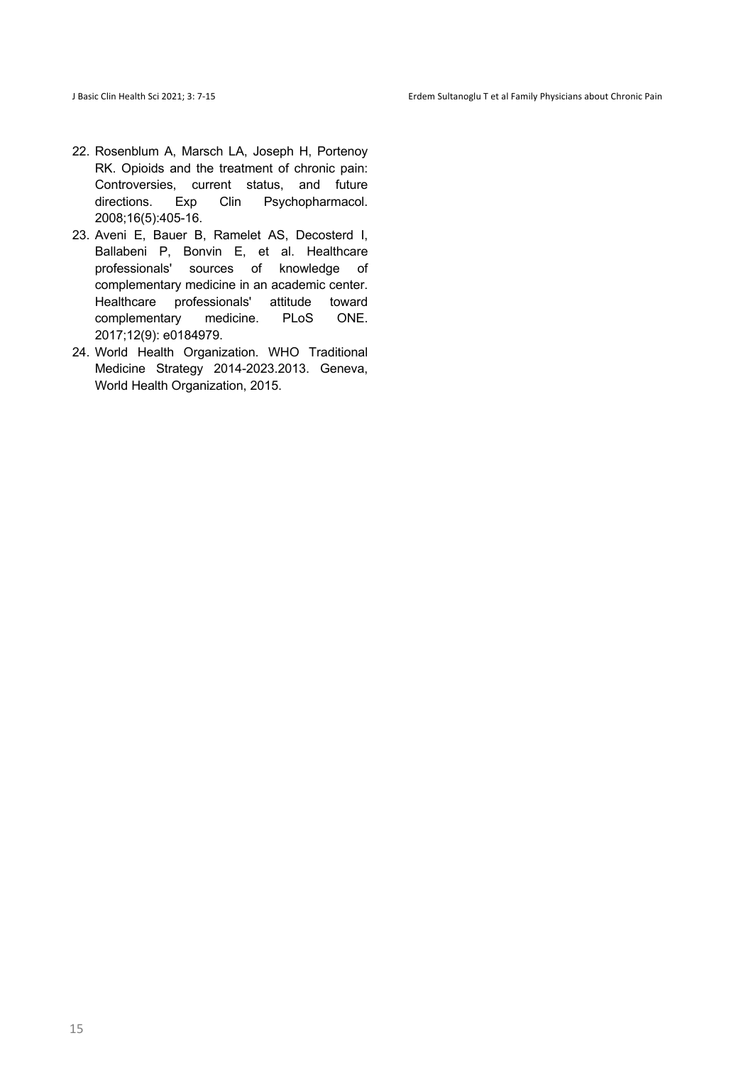22. Rosenblum A, Marsch LA, Joseph H, Portenoy RK. Opioids and the treatment of chronic pain: Controversies, current status, and future directions. Exp Clin Psychopharmacol. 2008;16(5):405-16.
23. Aveni E, Bauer B, Ramelet AS, Decosterd I, Ballabeni P, Bonvin E, et al. Healthcare professionals' sources of knowledge of complementary medicine in an academic center. Healthcare professionals' attitude toward complementary medicine. PLoS ONE. 2017;12(9): e0184979.
24. World Health Organization. WHO Traditional Medicine Strategy 2014-2023.2013. Geneva, World Health Organization, 2015.